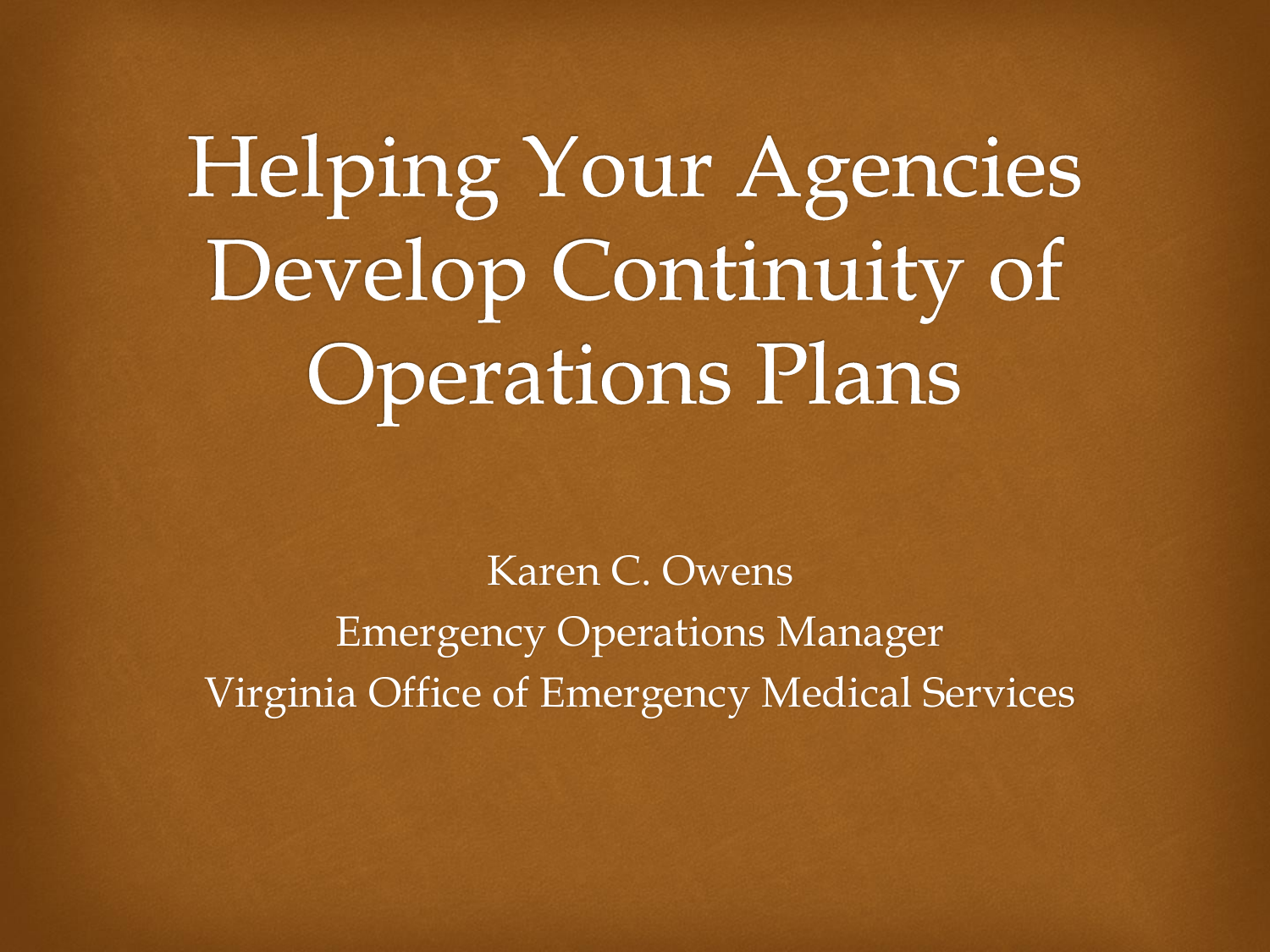# Helping Your Agencies Develop Continuity of Operations Plans

Karen C. Owens
Emergency Operations Manager
Virginia Office of Emergency Medical Services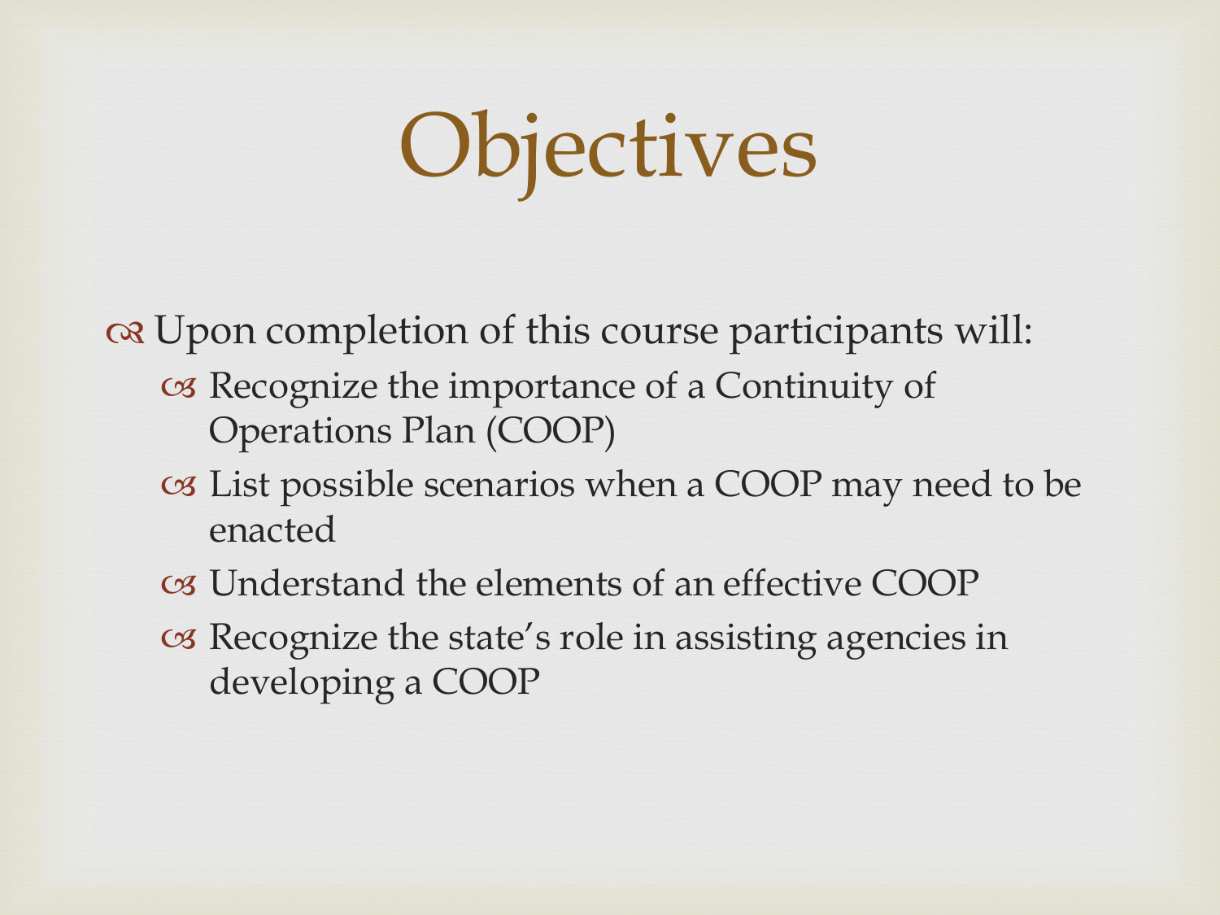# Objectives

- Upon completion of this course participants will:
  - Recognize the importance of a Continuity of Operations Plan (COOP)
  - List possible scenarios when a COOP may need to be enacted
  - Understand the elements of an effective COOP
  - Recognize the state's role in assisting agencies in developing a COOP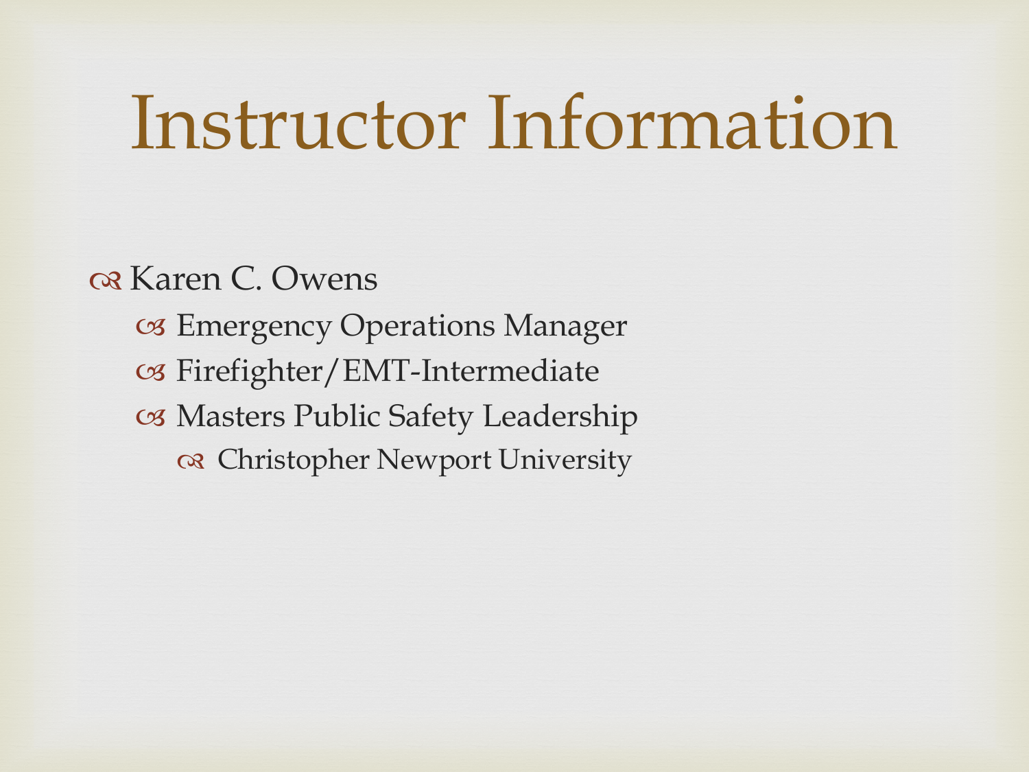# Instructor Information

- Karen C. Owens
  - Emergency Operations Manager
  - Firefighter/EMT-Intermediate
  - Masters Public Safety Leadership
    - Christopher Newport University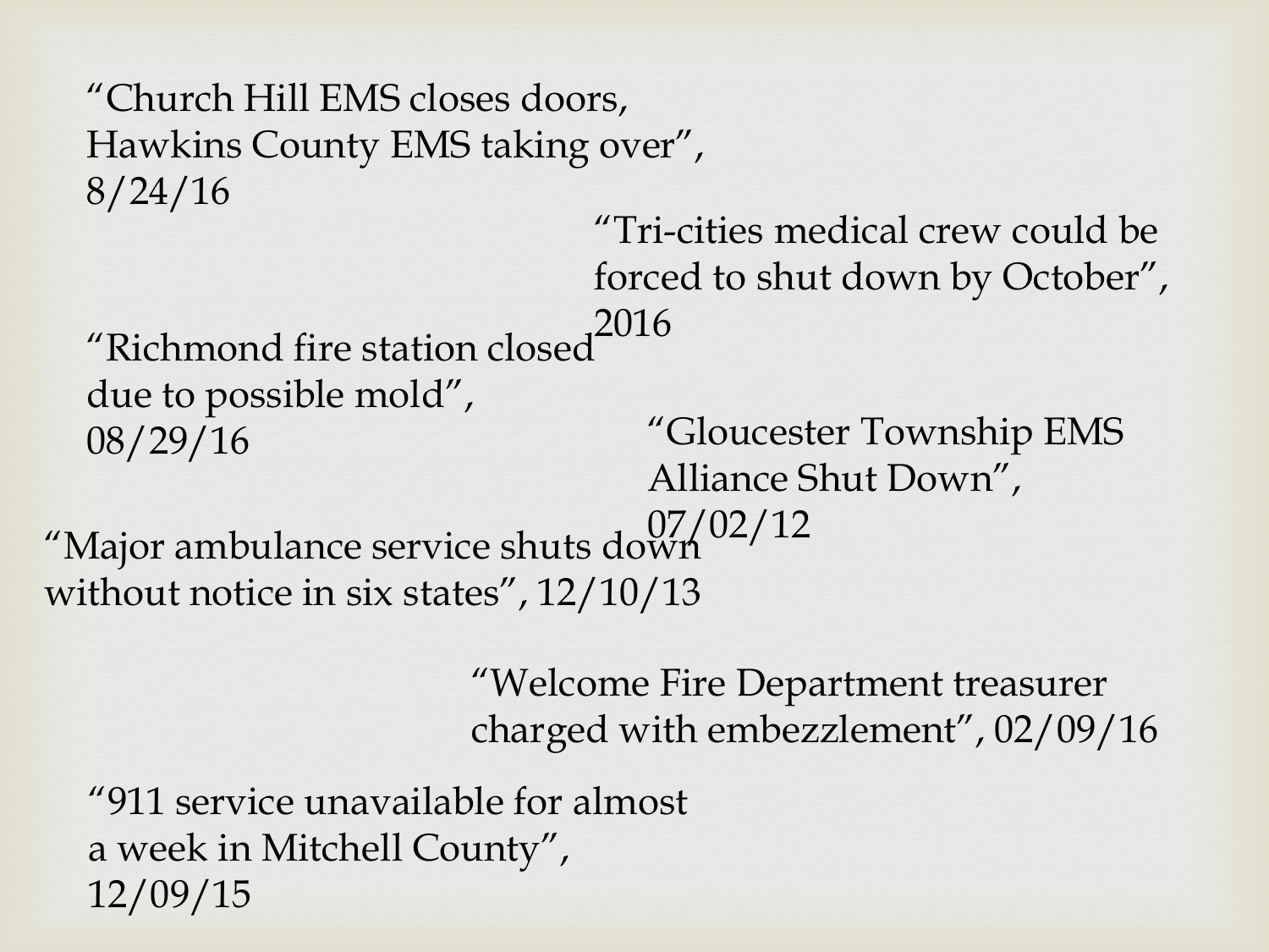"Church Hill EMS closes doors, Hawkins County EMS taking over", 8/24/16

"Tri-cities medical crew could be forced to shut down by October", 2016

"Richmond fire station closed due to possible mold", 08/29/16

"Gloucester Township EMS Alliance Shut Down", 07/02/12

"Major ambulance service shuts down without notice in six states", 12/10/13

"Welcome Fire Department treasurer charged with embezzlement", 02/09/16

"911 service unavailable for almost a week in Mitchell County", 12/09/15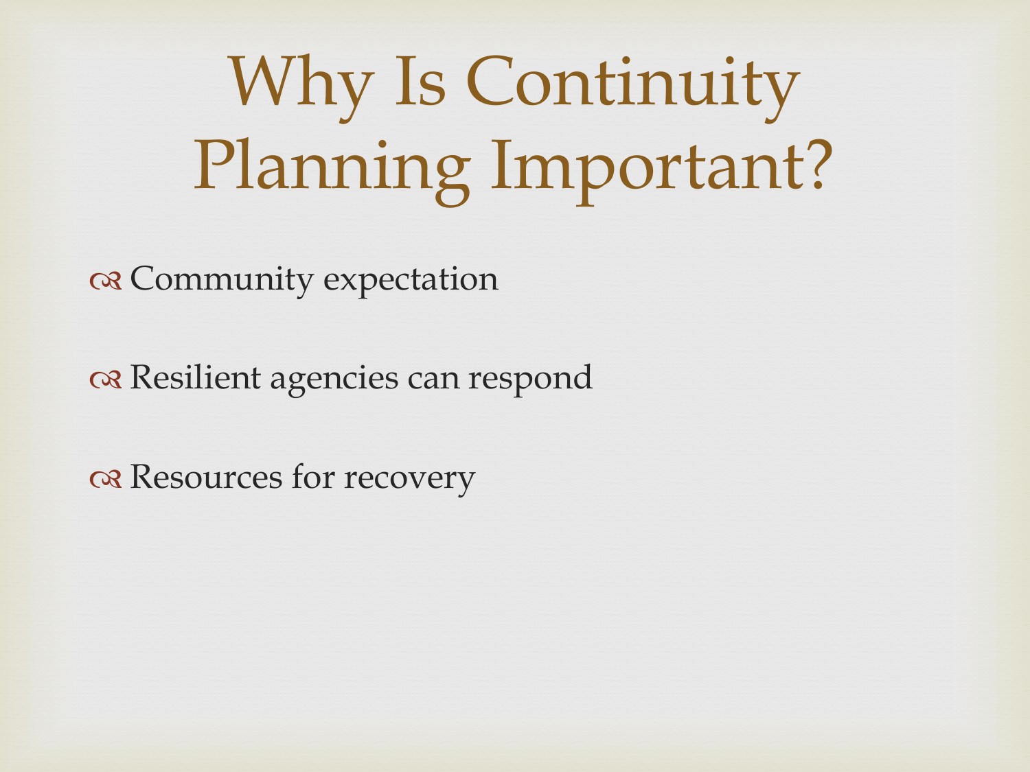# Why Is Continuity Planning Important?

- Community expectation
- Resilient agencies can respond
- Resources for recovery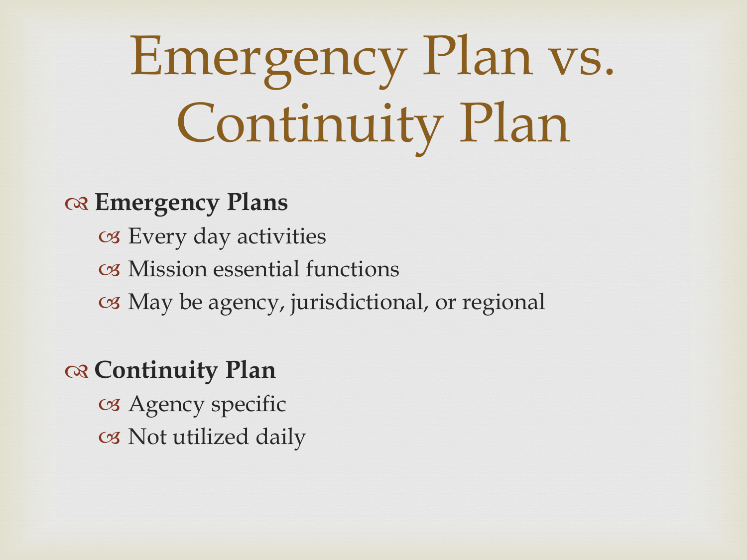# Emergency Plan vs. Continuity Plan

- **Emergency Plans**
  - Every day activities
  - Mission essential functions
  - May be agency, jurisdictional, or regional

- **Continuity Plan**
  - Agency specific
  - Not utilized daily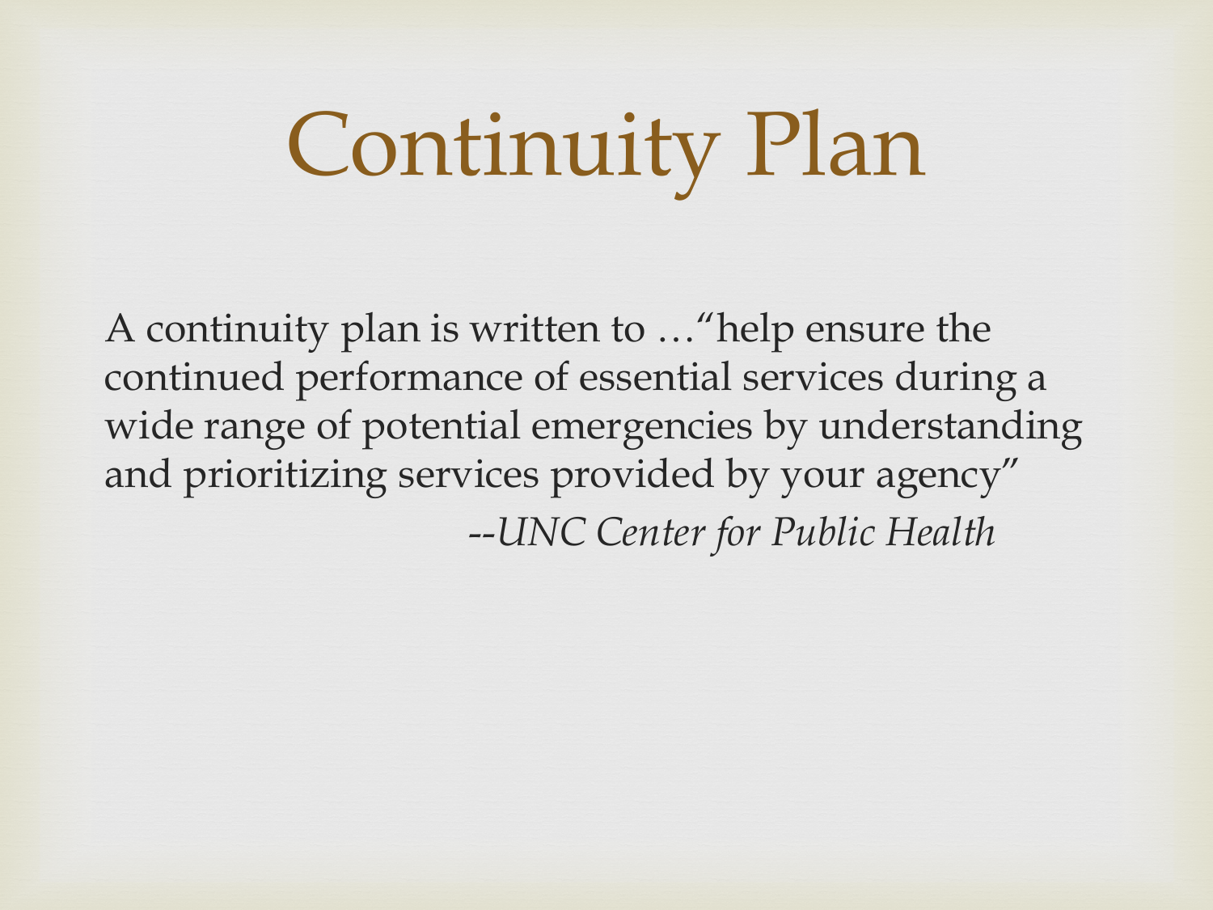# Continuity Plan

A continuity plan is written to …"help ensure the continued performance of essential services during a wide range of potential emergencies by understanding and prioritizing services provided by your agency"

*--UNC Center for Public Health*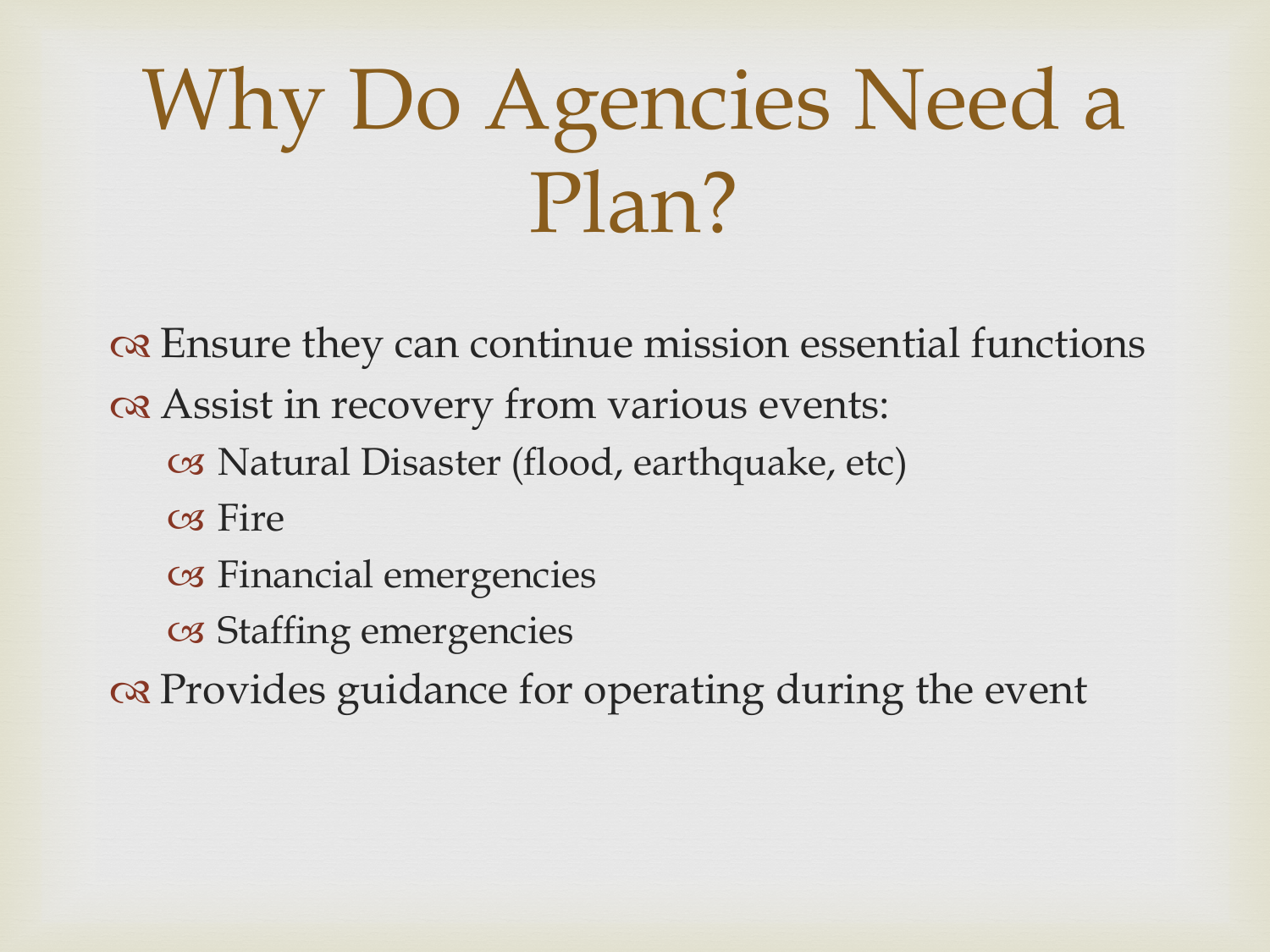# Why Do Agencies Need a Plan?

- Ensure they can continue mission essential functions
- Assist in recovery from various events:
  - Natural Disaster (flood, earthquake, etc)
  - Fire
  - Financial emergencies
  - Staffing emergencies
- Provides guidance for operating during the event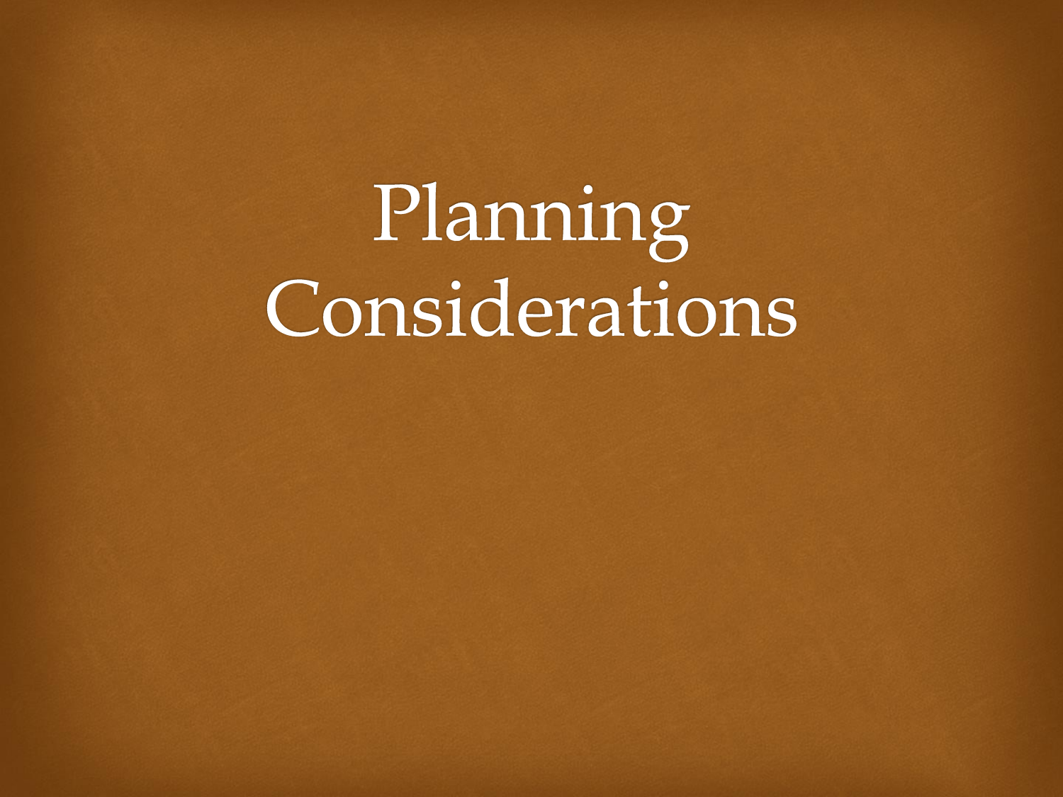# Planning Considerations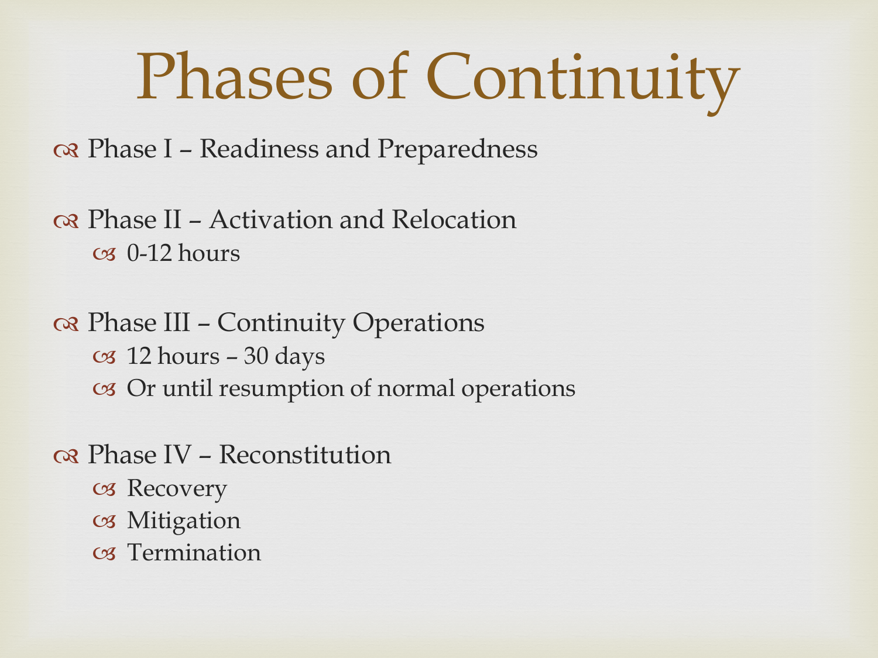# Phases of Continuity

- Phase I – Readiness and Preparedness
- Phase II – Activation and Relocation
  - 0-12 hours
- Phase III – Continuity Operations
  - 12 hours – 30 days
  - Or until resumption of normal operations
- Phase IV – Reconstitution
  - Recovery
  - Mitigation
  - Termination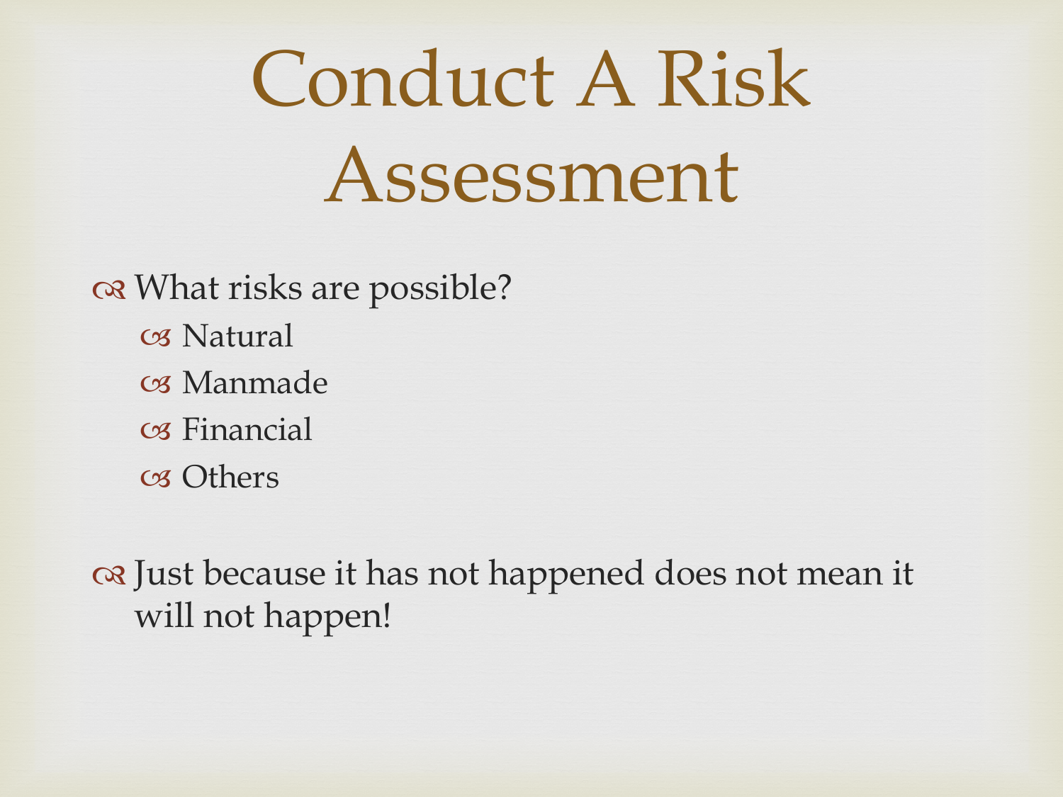# Conduct A Risk Assessment

- What risks are possible?
  - Natural
  - Manmade
  - Financial
  - Others

- Just because it has not happened does not mean it will not happen!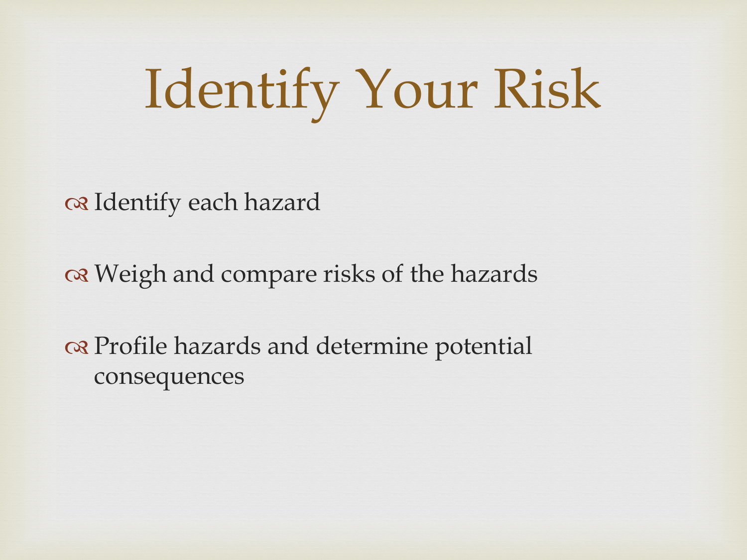# Identify Your Risk

- Identify each hazard
- Weigh and compare risks of the hazards
- Profile hazards and determine potential consequences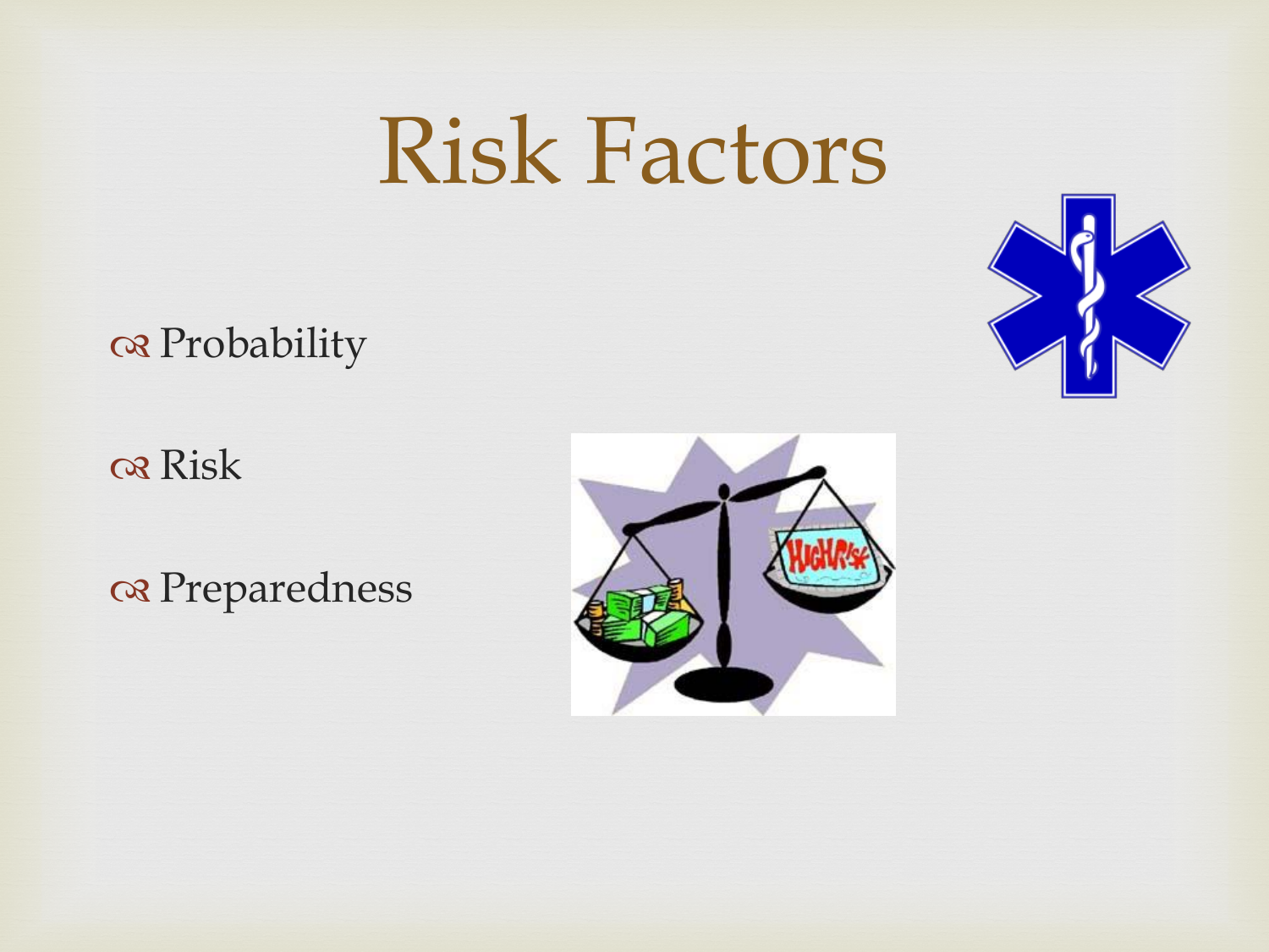# Risk Factors

- Probability
- Risk
- Preparedness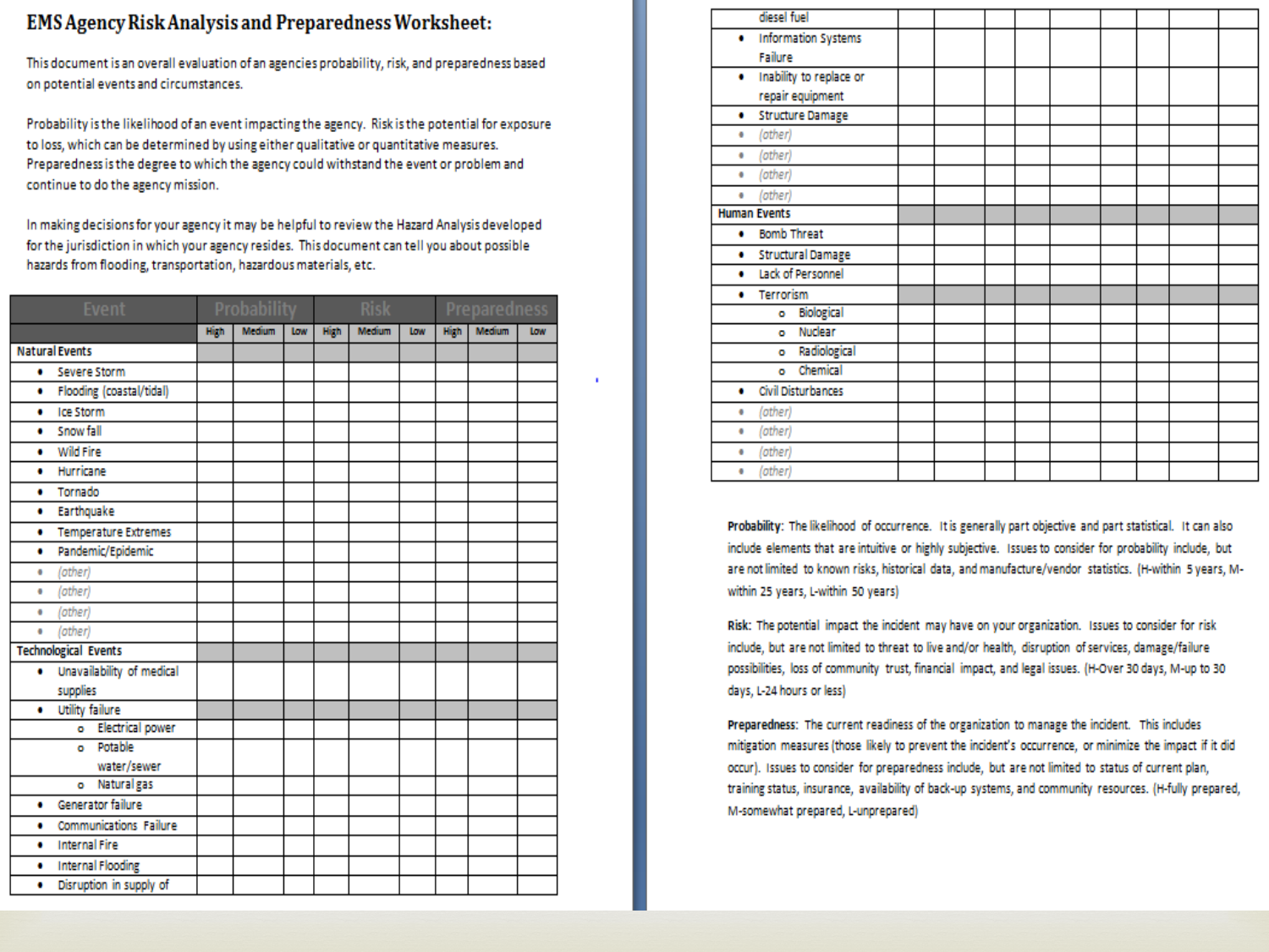# EMS Agency Risk Analysis and Preparedness Worksheet:

This document is an overall evaluation of an agencies probability, risk, and preparedness based on potential events and circumstances.

Probability is the likelihood of an event impacting the agency. Risk is the potential for exposure to loss, which can be determined by using either qualitative or quantitative measures. Preparedness is the degree to which the agency could withstand the event or problem and continue to do the agency mission.

In making decisions for your agency it may be helpful to review the Hazard Analysis developed for the jurisdiction in which your agency resides. This document can tell you about possible hazards from flooding, transportation, hazardous materials, etc.

| Event | Probability | | | Risk | | | Preparedness | | |
|---|---|---|---|---|---|---|---|---|---|
| | High | Medium | Low | High | Medium | Low | High | Medium | Low |
| **Natural Events** | | | | | | | | | |
| • Severe Storm | | | | | | | | | |
| • Flooding (coastal/tidal) | | | | | | | | | |
| • Ice Storm | | | | | | | | | |
| • Snow fall | | | | | | | | | |
| • Wild Fire | | | | | | | | | |
| • Hurricane | | | | | | | | | |
| • Tornado | | | | | | | | | |
| • Earthquake | | | | | | | | | |
| • Temperature Extremes | | | | | | | | | |
| • Pandemic/Epidemic | | | | | | | | | |
| • *(other)* | | | | | | | | | |
| • *(other)* | | | | | | | | | |
| • *(other)* | | | | | | | | | |
| • *(other)* | | | | | | | | | |
| **Technological Events** | | | | | | | | | |
| • Unavailability of medical supplies | | | | | | | | | |
| • Utility failure | | | | | | | | | |
| o Electrical power | | | | | | | | | |
| o Potable water/sewer | | | | | | | | | |
| o Natural gas | | | | | | | | | |
| • Generator failure | | | | | | | | | |
| • Communications Failure | | | | | | | | | |
| • Internal Fire | | | | | | | | | |
| • Internal Flooding | | | | | | | | | |
| • Disruption in supply of diesel fuel | | | | | | | | | |
| • Information Systems Failure | | | | | | | | | |
| • Inability to replace or repair equipment | | | | | | | | | |
| • Structure Damage | | | | | | | | | |
| • *(other)* | | | | | | | | | |
| • *(other)* | | | | | | | | | |
| • *(other)* | | | | | | | | | |
| • *(other)* | | | | | | | | | |
| **Human Events** | | | | | | | | | |
| • Bomb Threat | | | | | | | | | |
| • Structural Damage | | | | | | | | | |
| • Lack of Personnel | | | | | | | | | |
| • Terrorism | | | | | | | | | |
| o Biological | | | | | | | | | |
| o Nuclear | | | | | | | | | |
| o Radiological | | | | | | | | | |
| o Chemical | | | | | | | | | |
| • Civil Disturbances | | | | | | | | | |
| • *(other)* | | | | | | | | | |
| • *(other)* | | | | | | | | | |
| • *(other)* | | | | | | | | | |
| • *(other)* | | | | | | | | | |

**Probability**: The likelihood of occurrence. It is generally part objective and part statistical. It can also include elements that are intuitive or highly subjective. Issues to consider for probability include, but are not limited to known risks, historical data, and manufacture/vendor statistics. (H-within 5 years, M-within 25 years, L-within 50 years)

**Risk**: The potential impact the incident may have on your organization. Issues to consider for risk include, but are not limited to threat to live and/or health, disruption of services, damage/failure possibilities, loss of community trust, financial impact, and legal issues. (H-Over 30 days, M-up to 30 days, L-24 hours or less)

**Preparedness**: The current readiness of the organization to manage the incident. This includes mitigation measures (those likely to prevent the incident's occurrence, or minimize the impact if it did occur). Issues to consider for preparedness include, but are not limited to status of current plan, training status, insurance, availability of back-up systems, and community resources. (H-fully prepared, M-somewhat prepared, L-unprepared)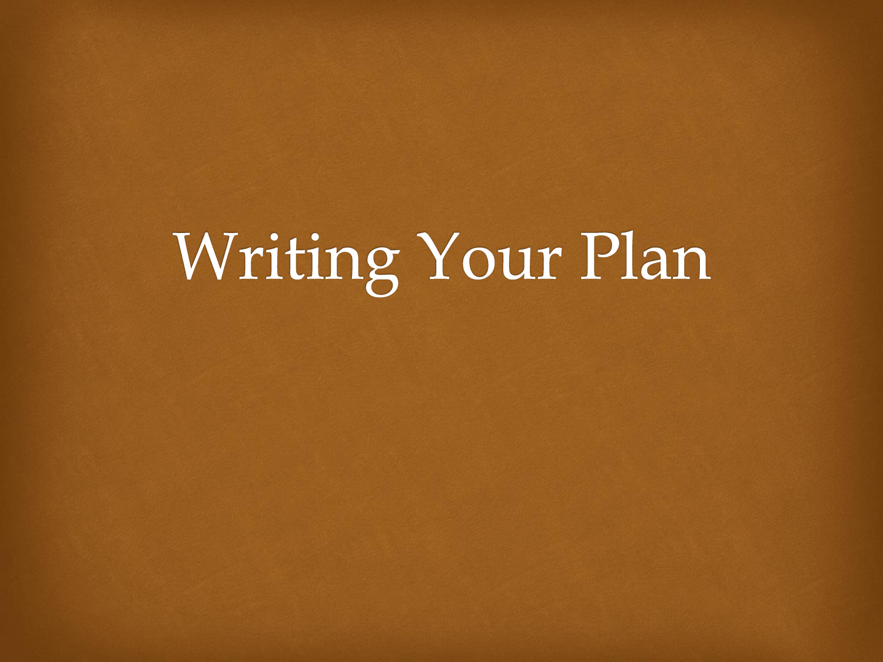# Writing Your Plan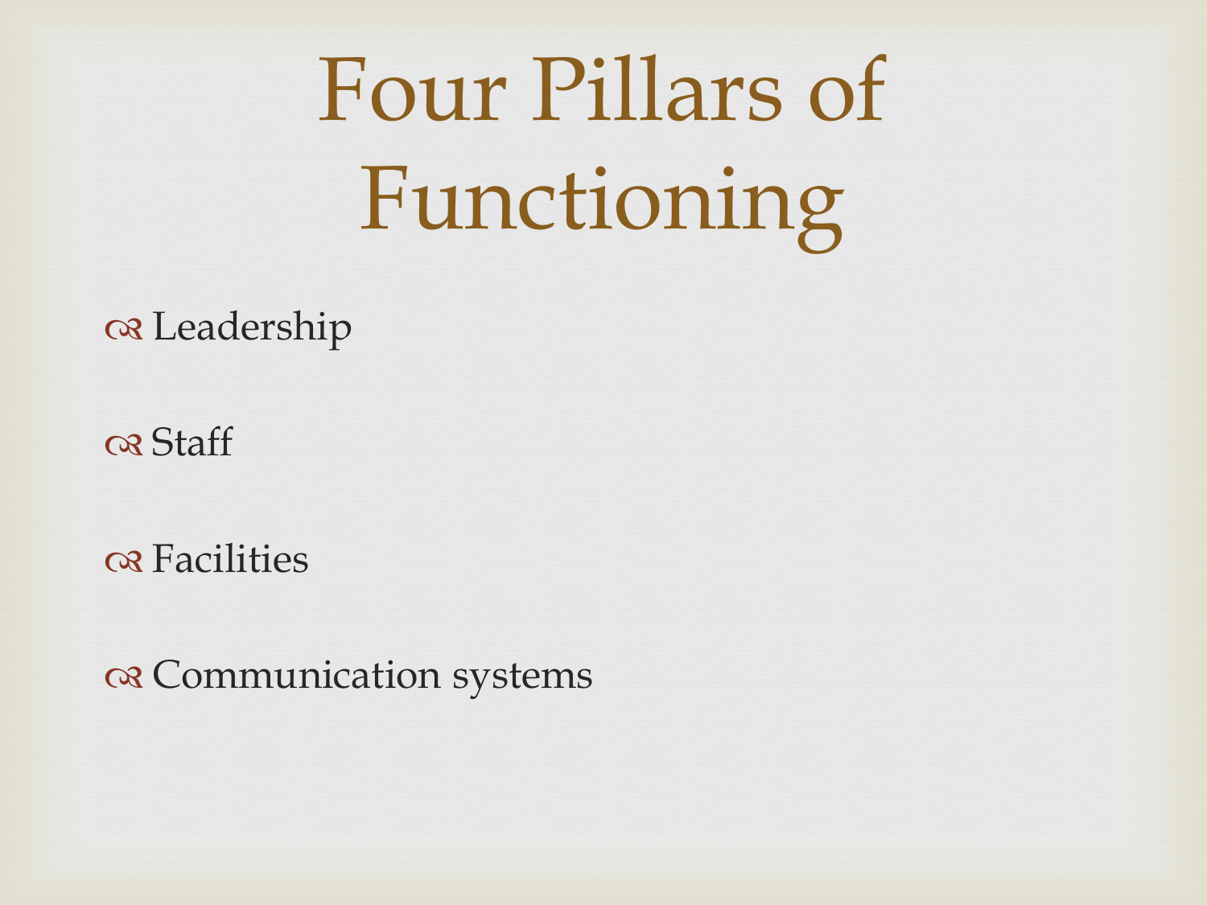# Four Pillars of Functioning

- Leadership
- Staff
- Facilities
- Communication systems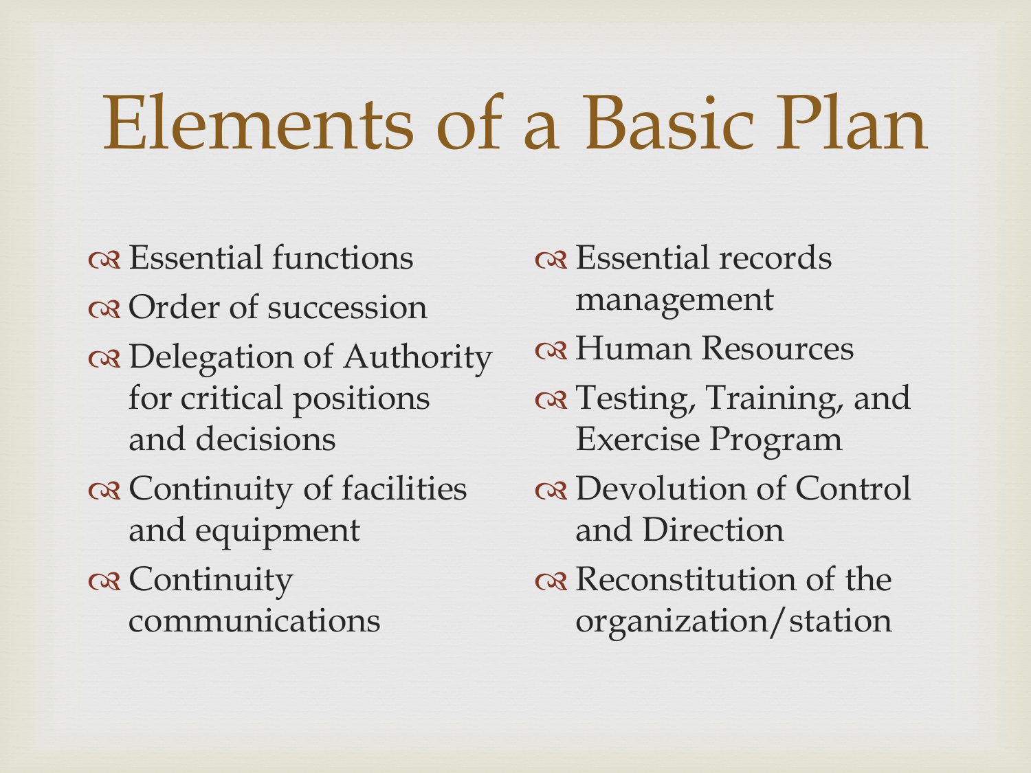# Elements of a Basic Plan

- Essential functions
- Order of succession
- Delegation of Authority for critical positions and decisions
- Continuity of facilities and equipment
- Continuity communications
- Essential records management
- Human Resources
- Testing, Training, and Exercise Program
- Devolution of Control and Direction
- Reconstitution of the organization/station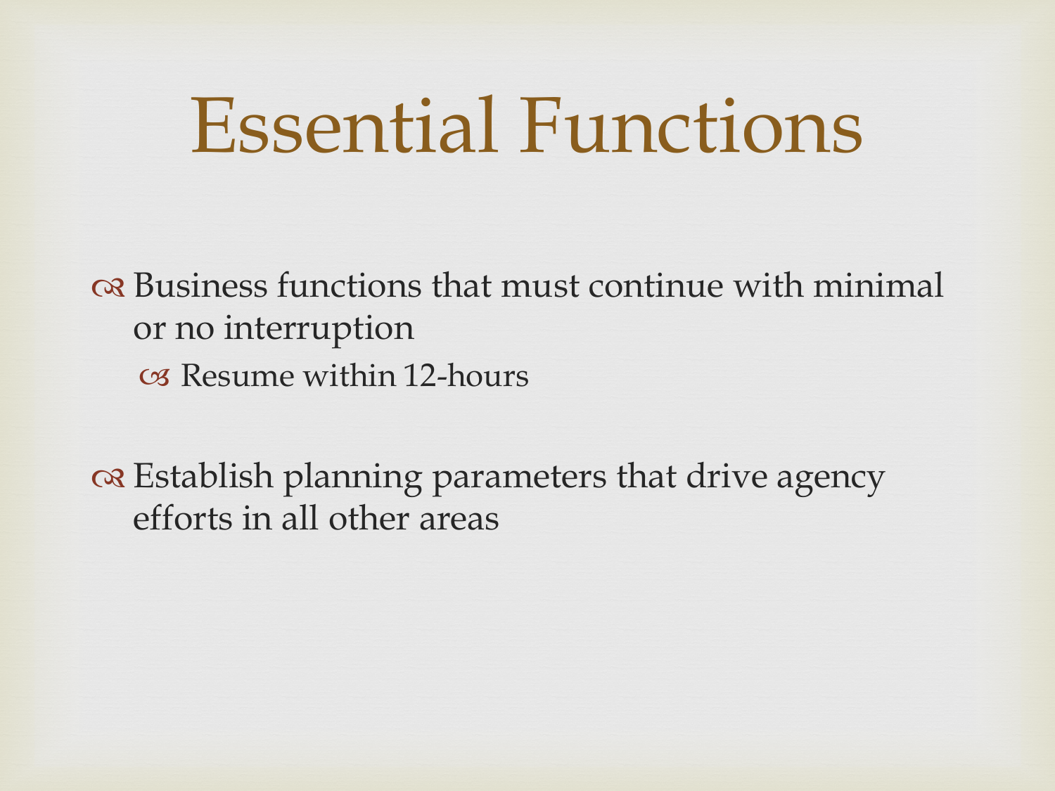# Essential Functions

- Business functions that must continue with minimal or no interruption
  - Resume within 12-hours
- Establish planning parameters that drive agency efforts in all other areas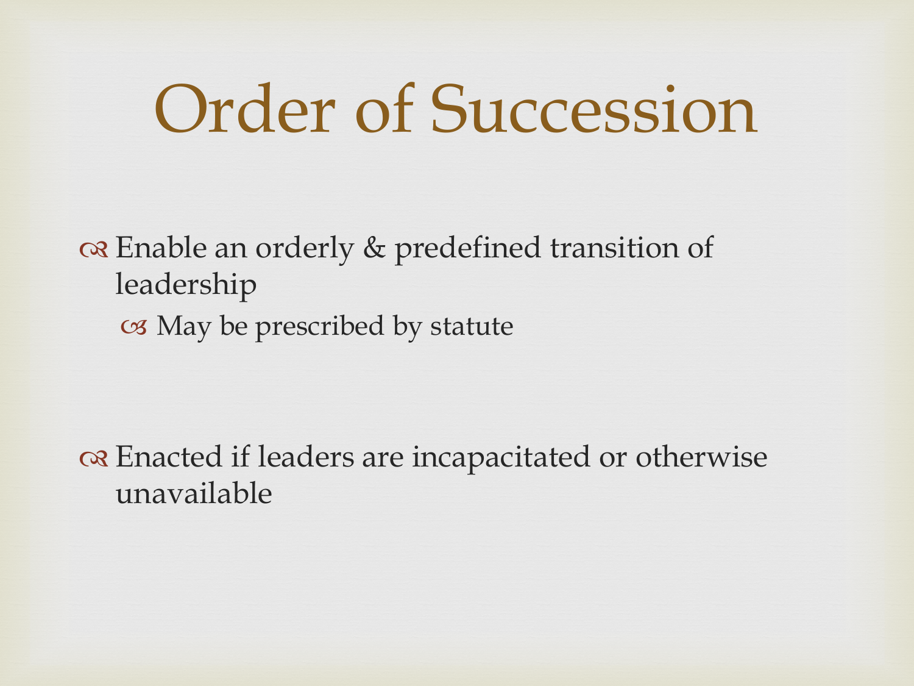# Order of Succession

- Enable an orderly & predefined transition of leadership
  - May be prescribed by statute

- Enacted if leaders are incapacitated or otherwise unavailable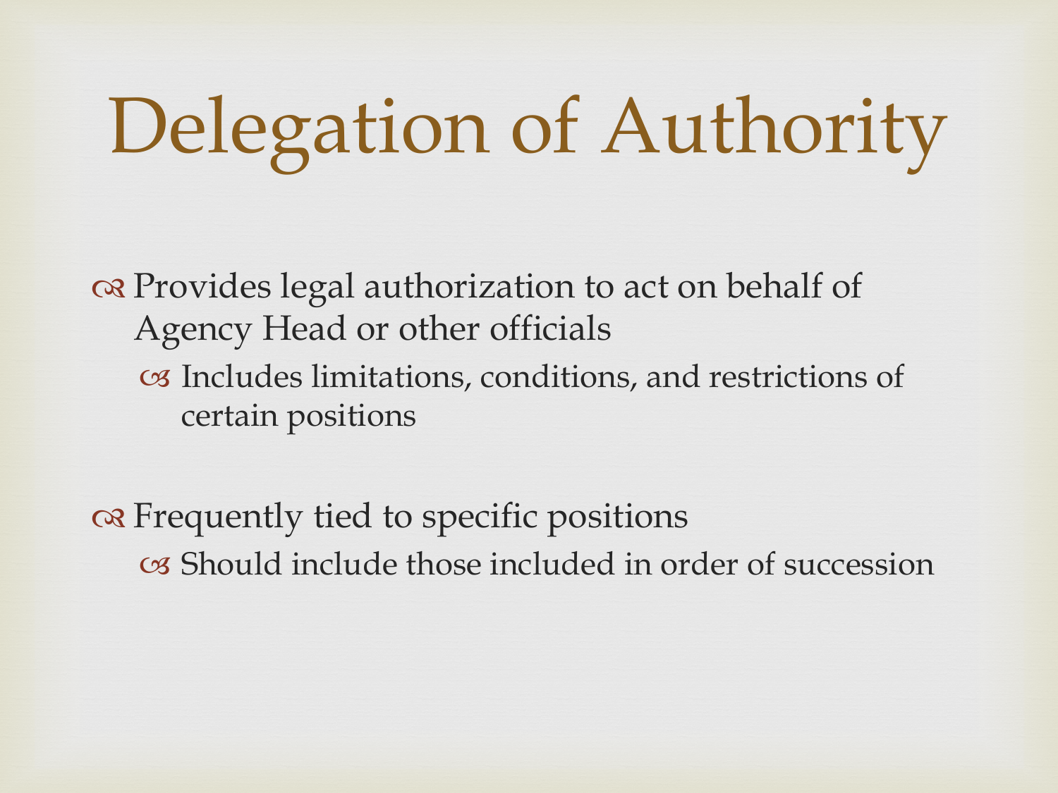# Delegation of Authority

- Provides legal authorization to act on behalf of Agency Head or other officials
  - Includes limitations, conditions, and restrictions of certain positions
- Frequently tied to specific positions
  - Should include those included in order of succession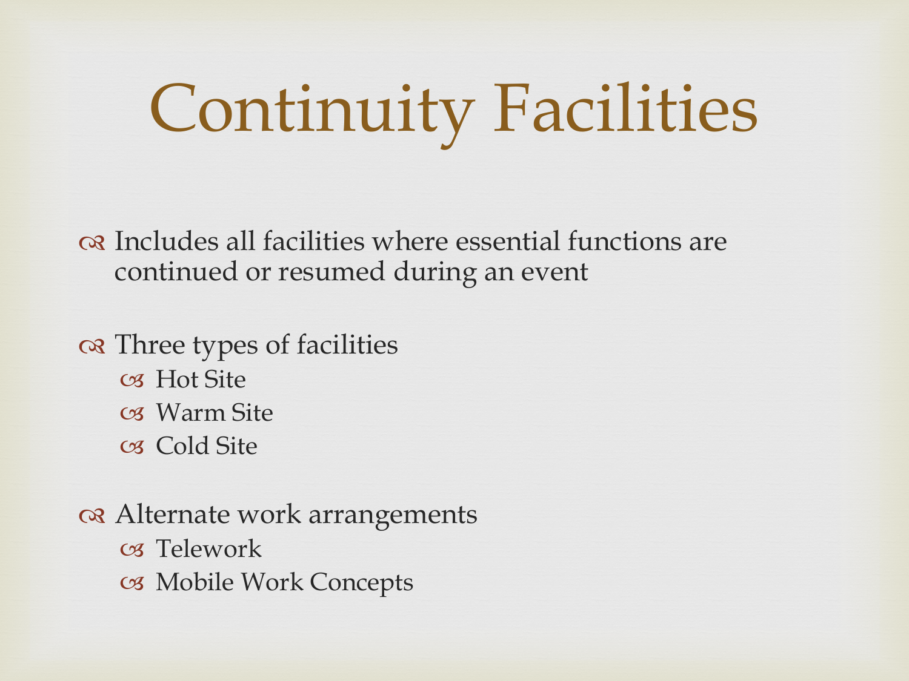# Continuity Facilities

- Includes all facilities where essential functions are continued or resumed during an event
- Three types of facilities
  - Hot Site
  - Warm Site
  - Cold Site
- Alternate work arrangements
  - Telework
  - Mobile Work Concepts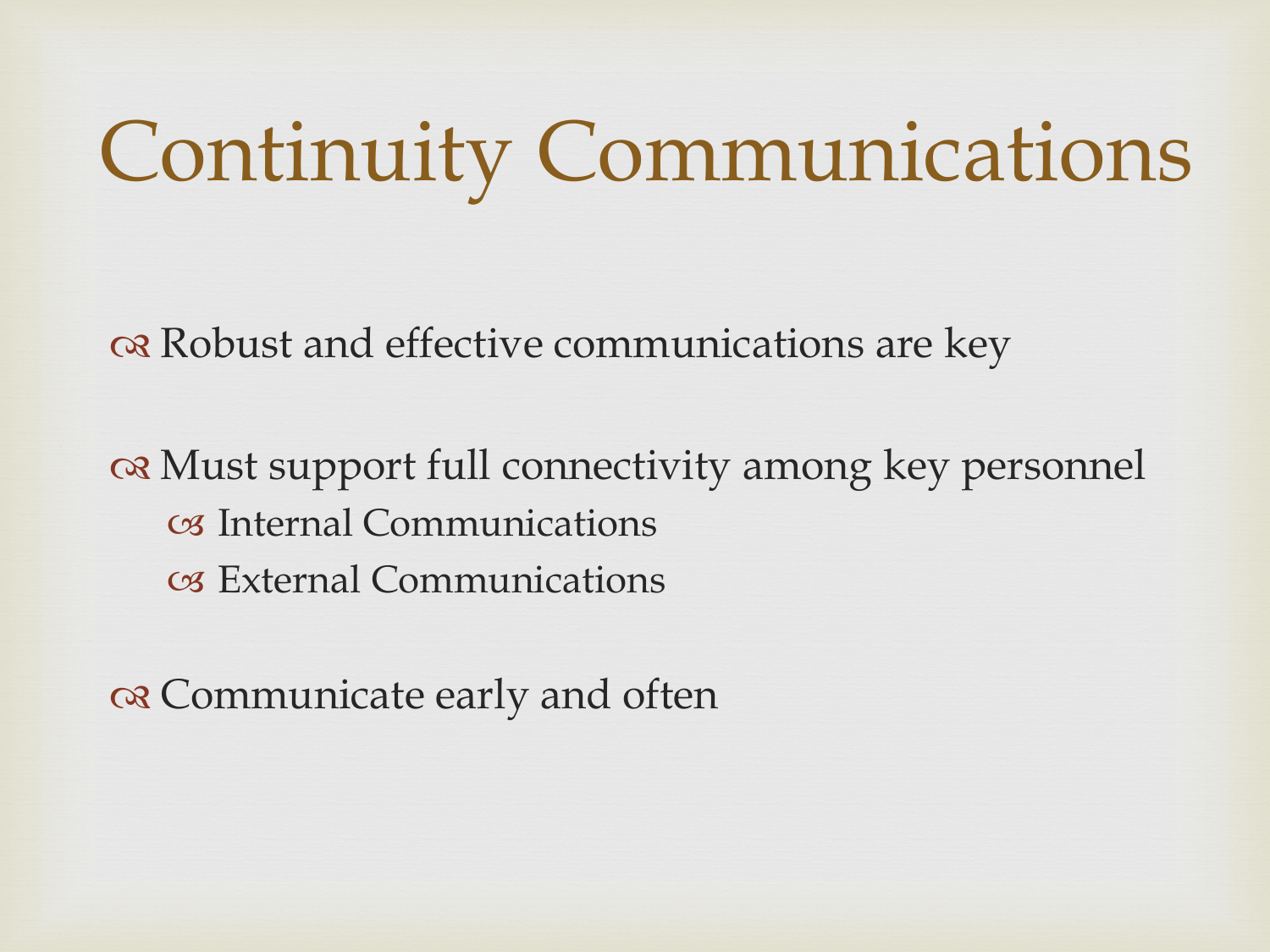# Continuity Communications

- Robust and effective communications are key
- Must support full connectivity among key personnel
  - Internal Communications
  - External Communications
- Communicate early and often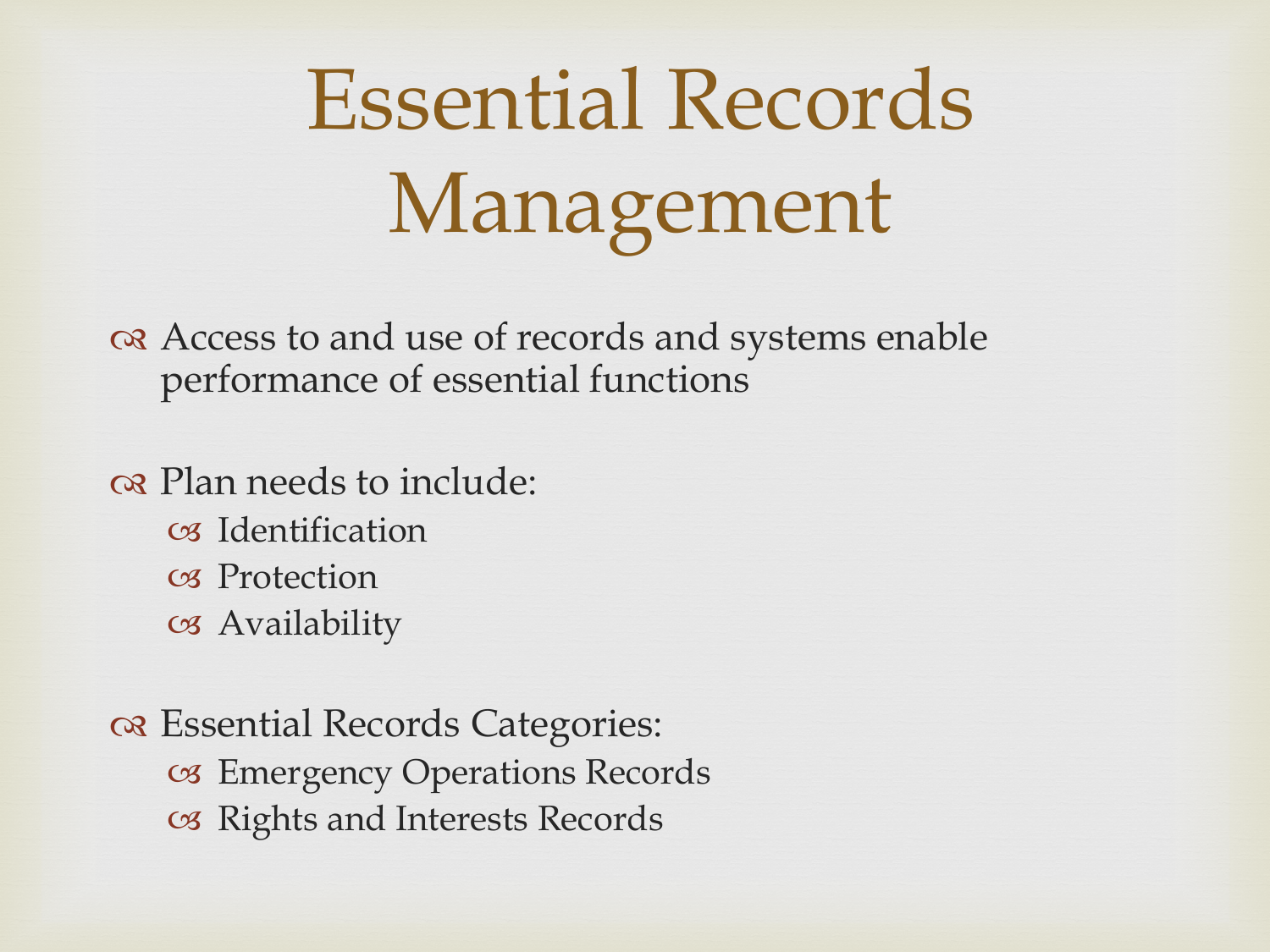# Essential Records Management

- Access to and use of records and systems enable performance of essential functions

- Plan needs to include:
  - Identification
  - Protection
  - Availability

- Essential Records Categories:
  - Emergency Operations Records
  - Rights and Interests Records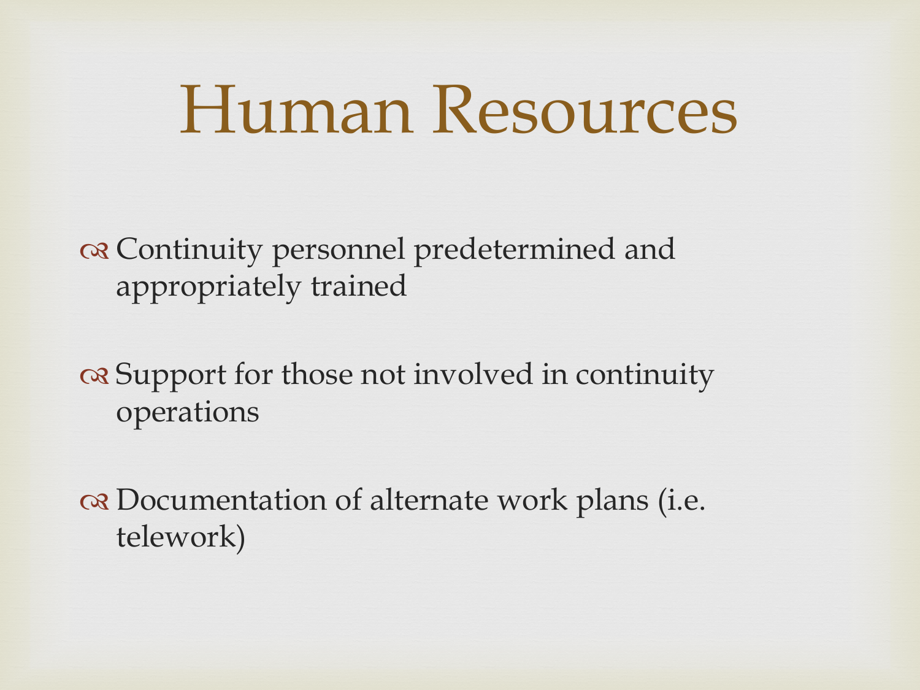# Human Resources

- Continuity personnel predetermined and appropriately trained
- Support for those not involved in continuity operations
- Documentation of alternate work plans (i.e. telework)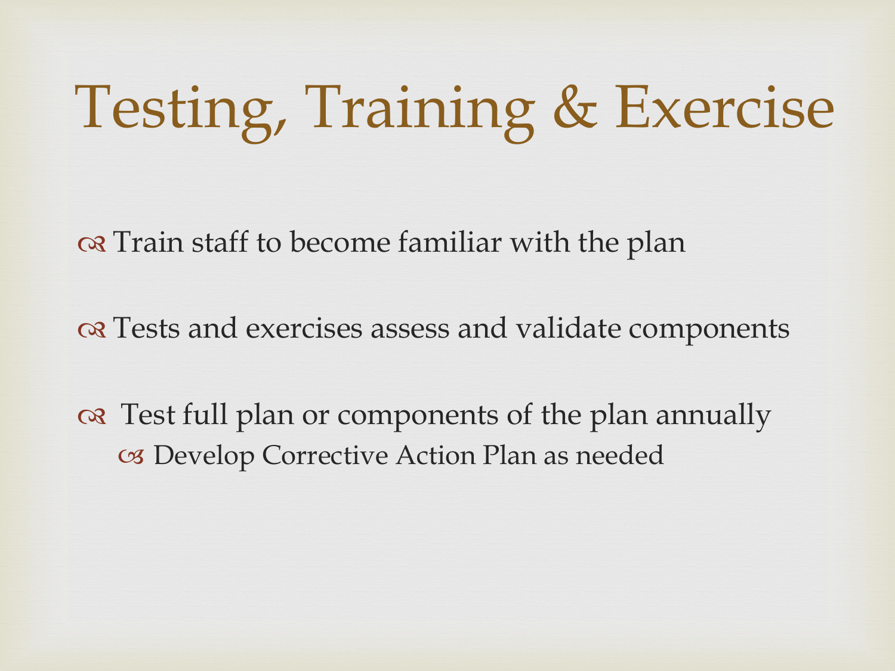# Testing, Training & Exercise

- Train staff to become familiar with the plan
- Tests and exercises assess and validate components
- Test full plan or components of the plan annually
  - Develop Corrective Action Plan as needed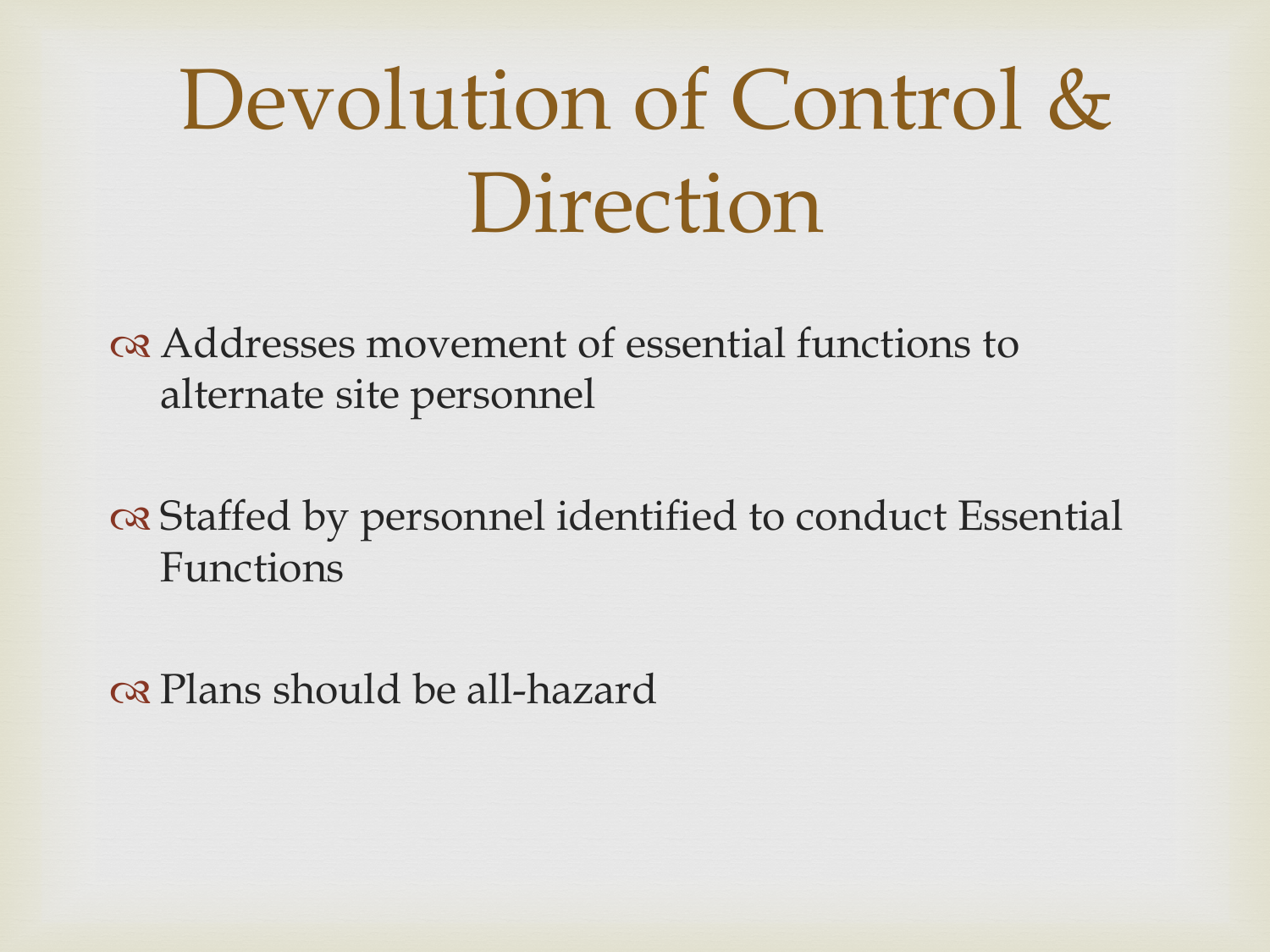# Devolution of Control & Direction

- Addresses movement of essential functions to alternate site personnel
- Staffed by personnel identified to conduct Essential Functions
- Plans should be all-hazard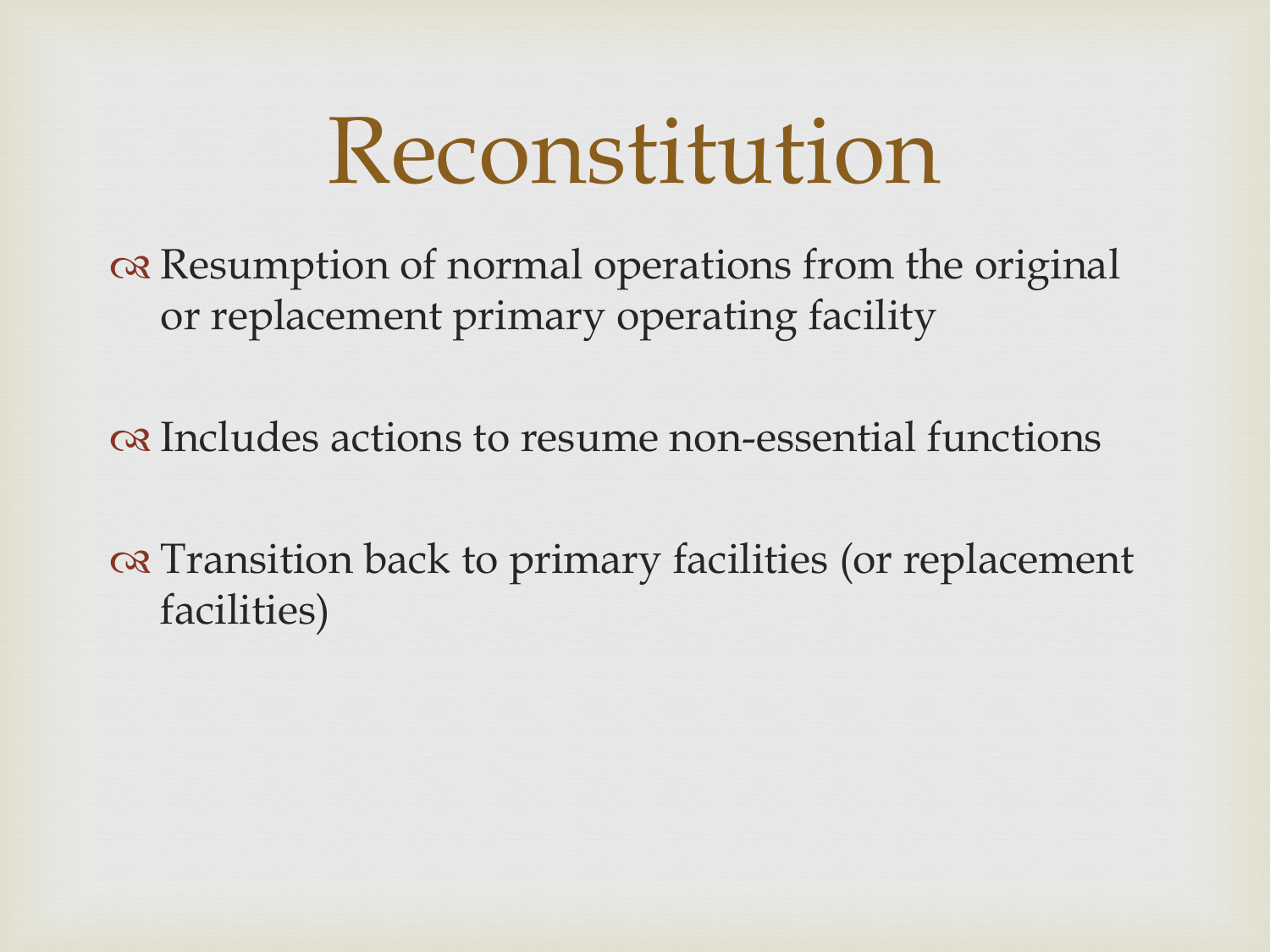# Reconstitution

- Resumption of normal operations from the original or replacement primary operating facility
- Includes actions to resume non-essential functions
- Transition back to primary facilities (or replacement facilities)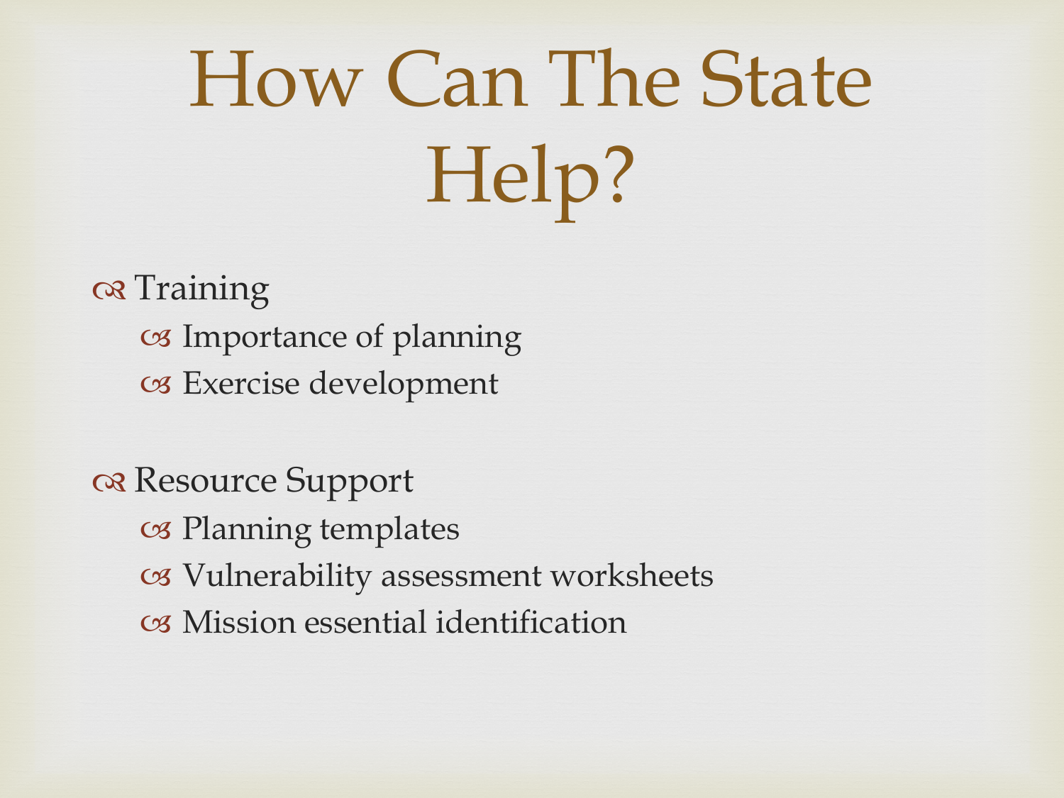# How Can The State Help?

- Training
  - Importance of planning
  - Exercise development

- Resource Support
  - Planning templates
  - Vulnerability assessment worksheets
  - Mission essential identification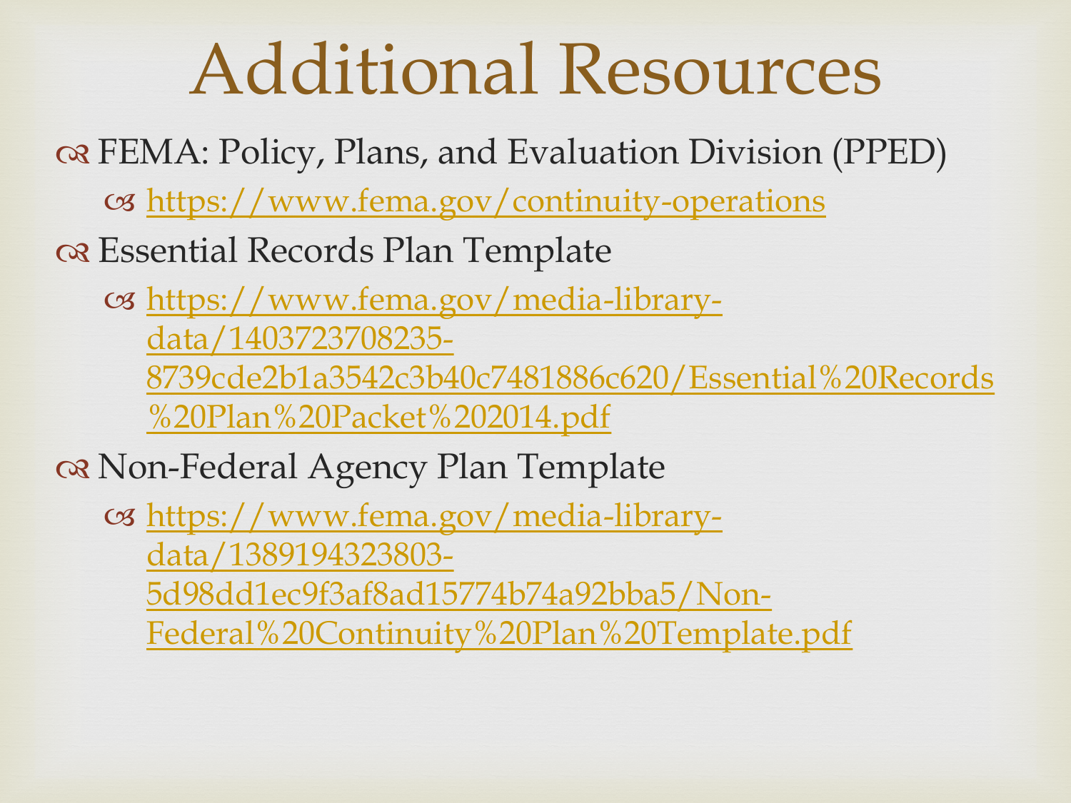# Additional Resources

- FEMA: Policy, Plans, and Evaluation Division (PPED)
  - https://www.fema.gov/continuity-operations
- Essential Records Plan Template
  - https://www.fema.gov/media-library-data/1403723708235-8739cde2b1a3542c3b40c7481886c620/Essential%20Records%20Plan%20Packet%202014.pdf
- Non-Federal Agency Plan Template
  - https://www.fema.gov/media-library-data/1389194323803-5d98dd1ec9f3af8ad15774b74a92bba5/Non-Federal%20Continuity%20Plan%20Template.pdf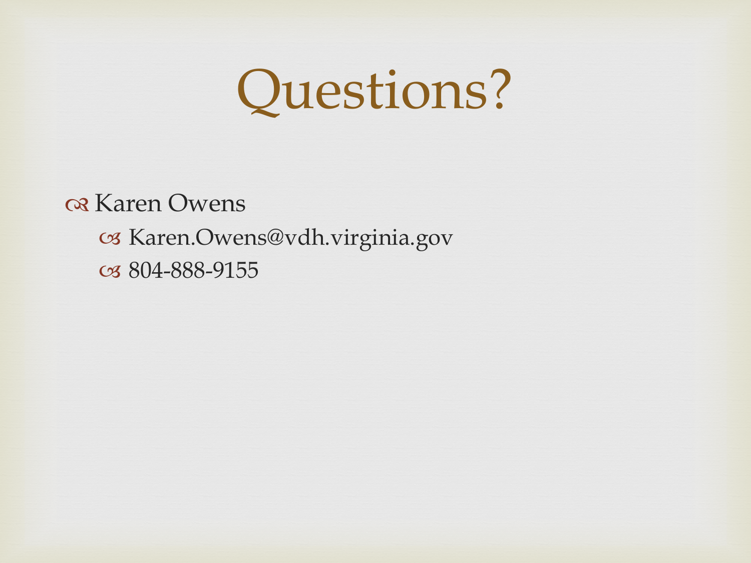# Questions?

- Karen Owens
  - Karen.Owens@vdh.virginia.gov
  - 804-888-9155